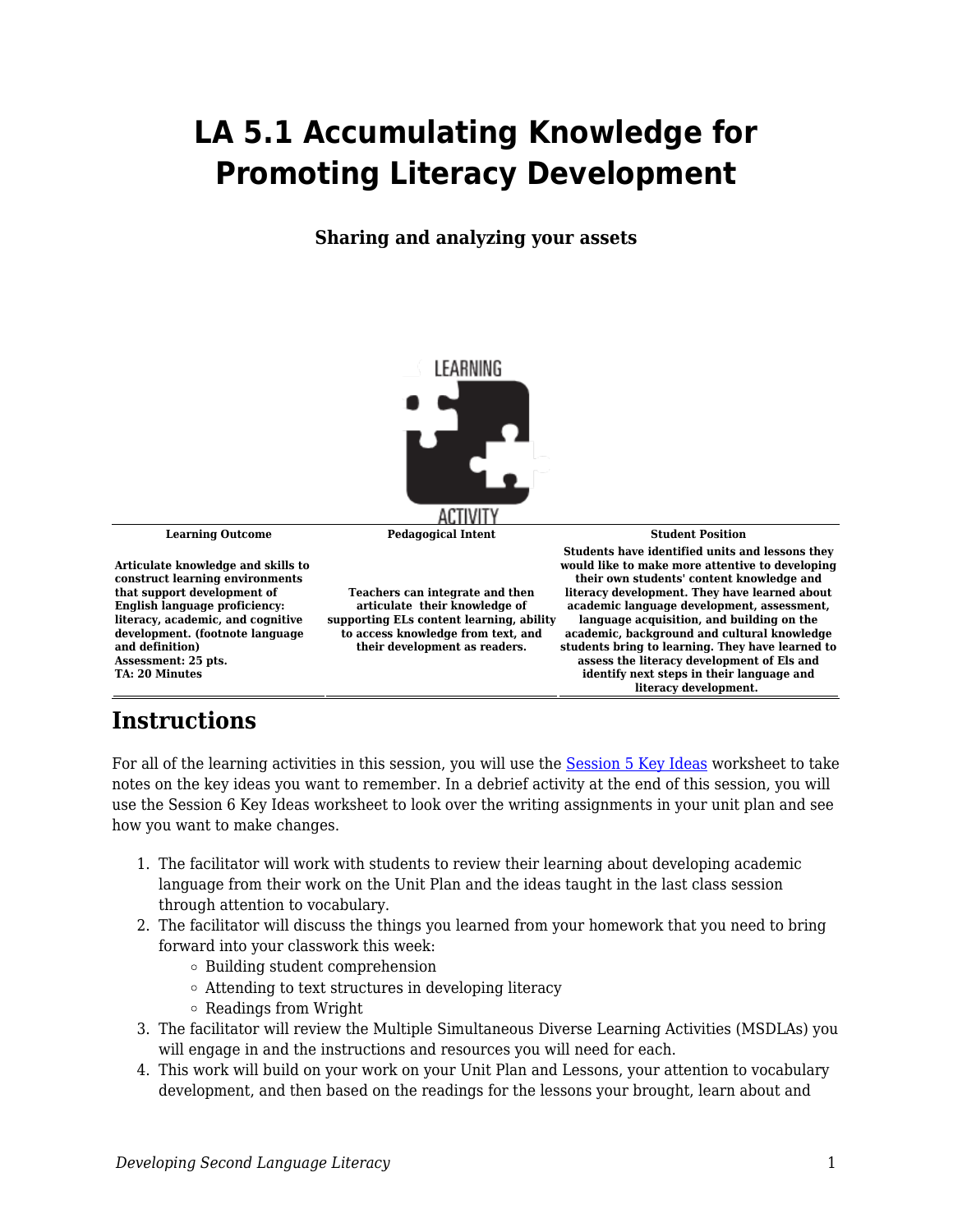# LA 5.1 Accumulating Knowledge for Promoting Literacy Development

**Sharing and analyzing your assets**

| Learning Outcome | Pedagogical Intent | Student Position |
| --- | --- | --- |
| **Articulate knowledge and skills to construct learning environments that support development of English language proficiency: literacy, academic, and cognitive development. (footnote language and definition)**<br>**Assessment: 25 pts.**<br>**TA: 20 Minutes** | **Teachers can integrate and then articulate their knowledge of supporting ELs content learning, ability to access knowledge from text, and their development as readers.** | **Students have identified units and lessons they would like to make more attentive to developing their own students' content knowledge and literacy development. They have learned about academic language development, assessment, language acquisition, and building on the academic, background and cultural knowledge students bring to learning. They have learned to assess the literacy development of Els and identify next steps in their language and literacy development.** |

## Instructions

For all of the learning activities in this session, you will use the Session 5 Key Ideas worksheet to take notes on the key ideas you want to remember. In a debrief activity at the end of this session, you will use the Session 6 Key Ideas worksheet to look over the writing assignments in your unit plan and see how you want to make changes.

1. The facilitator will work with students to review their learning about developing academic language from their work on the Unit Plan and the ideas taught in the last class session through attention to vocabulary.
2. The facilitator will discuss the things you learned from your homework that you need to bring forward into your classwork this week:
   - Building student comprehension
   - Attending to text structures in developing literacy
   - Readings from Wright
3. The facilitator will review the Multiple Simultaneous Diverse Learning Activities (MSDLAs) you will engage in and the instructions and resources you will need for each.
4. This work will build on your work on your Unit Plan and Lessons, your attention to vocabulary development, and then based on the readings for the lessons your brought, learn about and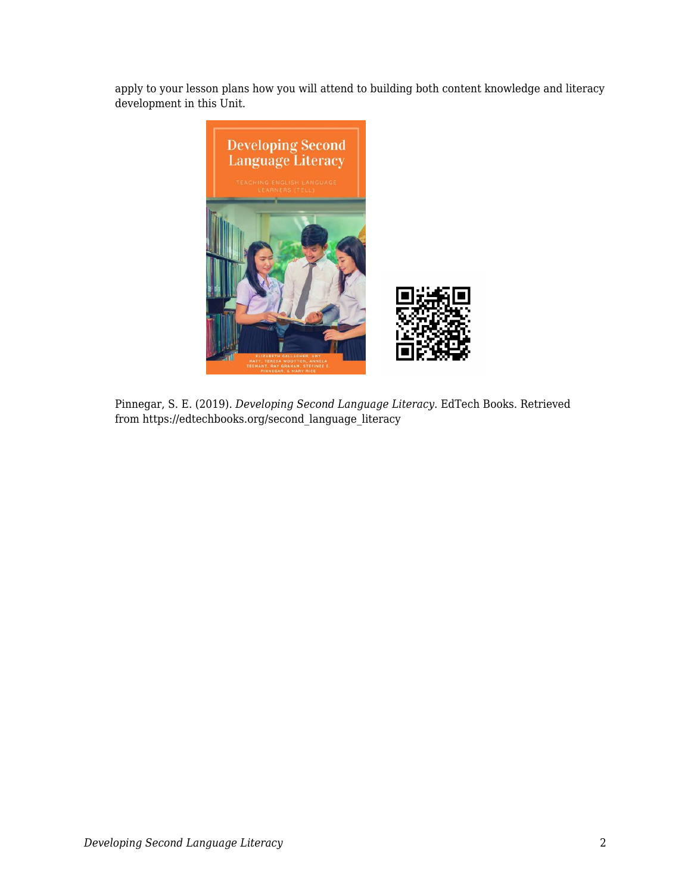apply to your lesson plans how you will attend to building both content knowledge and literacy development in this Unit.

Pinnegar, S. E. (2019). *Developing Second Language Literacy.* EdTech Books. Retrieved from https://edtechbooks.org/second_language_literacy